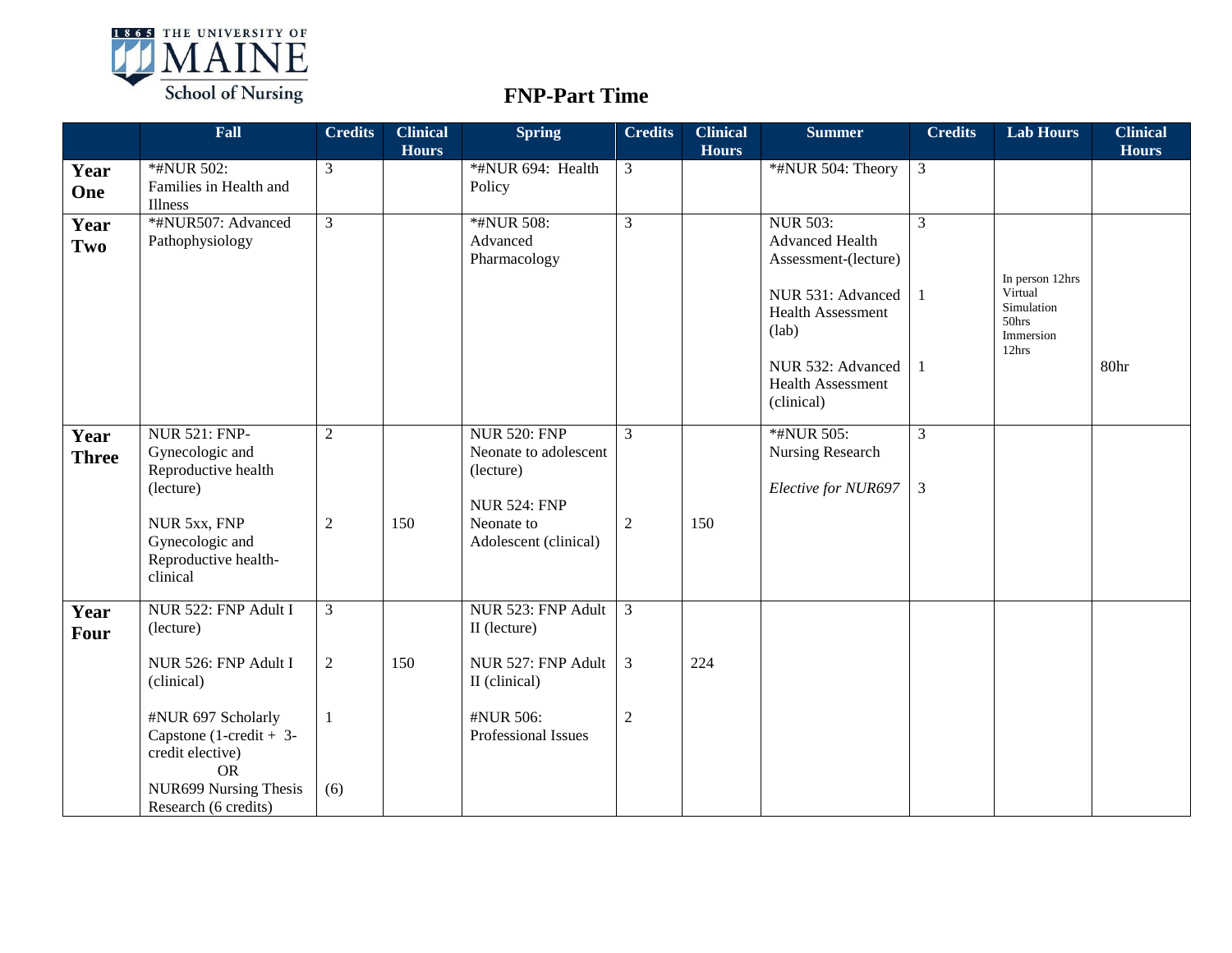# FNP-Part Time

| | Fall | Credits | Clinical Hours | Spring | Credits | Clinical Hours | Summer | Credits | Lab Hours | Clinical Hours |
|---|---|---|---|---|---|---|---|---|---|---|
| **Year One** | *#NUR 502: Families in Health and Illness | 3 | | *#NUR 694: Health Policy | 3 | | *#NUR 504: Theory | 3 | | |
| **Year Two** | *#NUR507: Advanced Pathophysiology | 3 | | *#NUR 508: Advanced Pharmacology | 3 | | NUR 503: Advanced Health Assessment-(lecture)<br><br>NUR 531: Advanced Health Assessment (lab)<br><br>NUR 532: Advanced Health Assessment (clinical) | 3<br><br>1<br><br>1 | In person 12hrs Virtual Simulation 50hrs Immersion 12hrs | 80hr |
| **Year Three** | NUR 521: FNP-Gynecologic and Reproductive health (lecture)<br><br>NUR 5xx, FNP Gynecologic and Reproductive health-clinical | 2<br><br>2 | 150 | NUR 520: FNP Neonate to adolescent (lecture)<br><br>NUR 524: FNP Neonate to Adolescent (clinical) | 3<br><br>2 | 150 | *#NUR 505: Nursing Research<br><br>*Elective for NUR697* | 3<br><br>3 | | |
| **Year Four** | NUR 522: FNP Adult I (lecture)<br><br>NUR 526: FNP Adult I (clinical)<br><br>#NUR 697 Scholarly Capstone (1-credit + 3-credit elective)<br>OR<br>NUR699 Nursing Thesis Research (6 credits) | 3<br><br>2<br><br>1<br><br>(6) | 150 | NUR 523: FNP Adult II (lecture)<br><br>NUR 527: FNP Adult II (clinical)<br><br>#NUR 506: Professional Issues | 3<br><br>3<br><br>2 | 224 | | | | |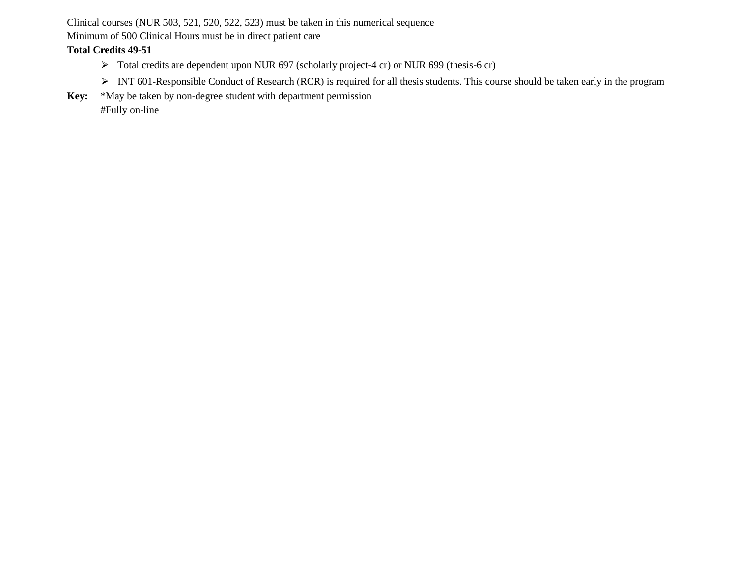Clinical courses (NUR 503, 521, 520, 522, 523) must be taken in this numerical sequence

Minimum of 500 Clinical Hours must be in direct patient care

**Total Credits 49-51**

- Total credits are dependent upon NUR 697 (scholarly project-4 cr) or NUR 699 (thesis-6 cr)
- INT 601-Responsible Conduct of Research (RCR) is required for all thesis students. This course should be taken early in the program

**Key:** *May be taken by non-degree student with department permission

#Fully on-line